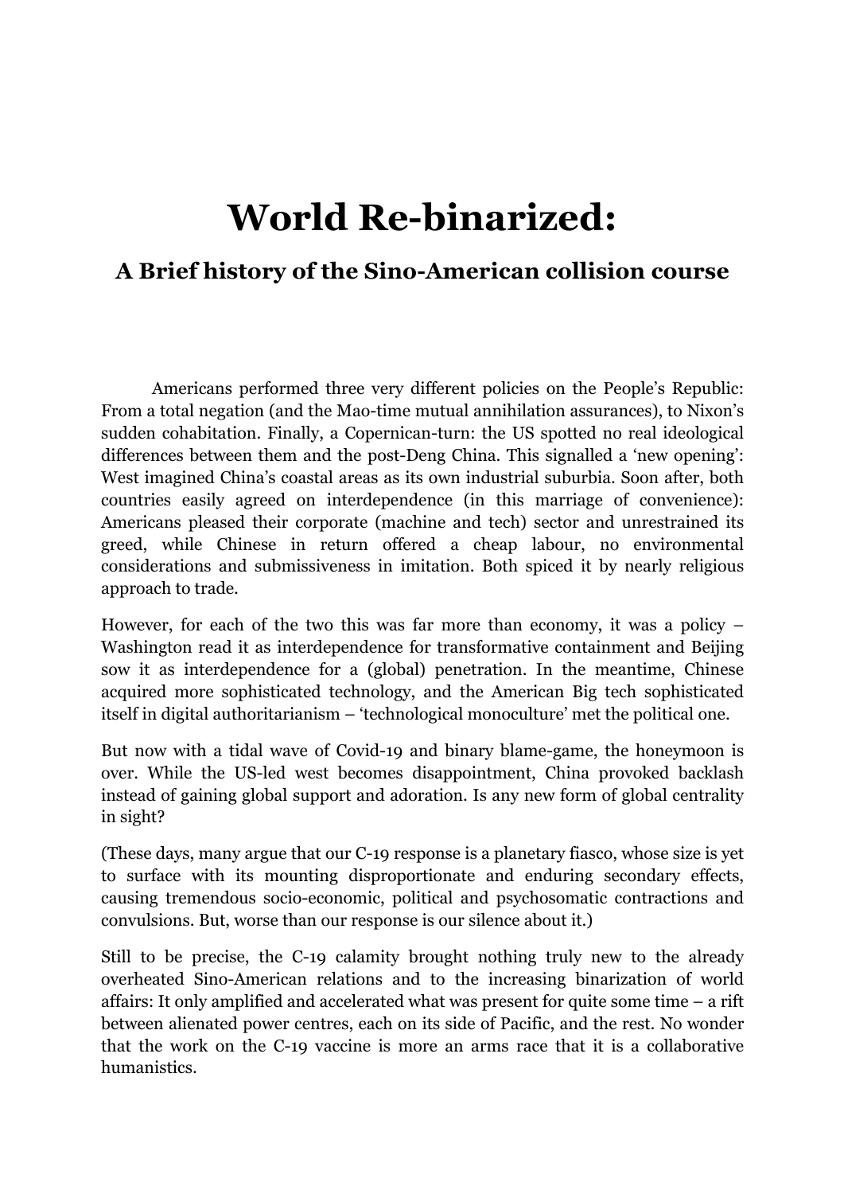# World Re-binarized:

## A Brief history of the Sino-American collision course

Americans performed three very different policies on the People's Republic: From a total negation (and the Mao-time mutual annihilation assurances), to Nixon's sudden cohabitation. Finally, a Copernican-turn: the US spotted no real ideological differences between them and the post-Deng China. This signalled a 'new opening': West imagined China's coastal areas as its own industrial suburbia. Soon after, both countries easily agreed on interdependence (in this marriage of convenience): Americans pleased their corporate (machine and tech) sector and unrestrained its greed, while Chinese in return offered a cheap labour, no environmental considerations and submissiveness in imitation. Both spiced it by nearly religious approach to trade.

However, for each of the two this was far more than economy, it was a policy – Washington read it as interdependence for transformative containment and Beijing sow it as interdependence for a (global) penetration. In the meantime, Chinese acquired more sophisticated technology, and the American Big tech sophisticated itself in digital authoritarianism – 'technological monoculture' met the political one.

But now with a tidal wave of Covid-19 and binary blame-game, the honeymoon is over. While the US-led west becomes disappointment, China provoked backlash instead of gaining global support and adoration. Is any new form of global centrality in sight?

(These days, many argue that our C-19 response is a planetary fiasco, whose size is yet to surface with its mounting disproportionate and enduring secondary effects, causing tremendous socio-economic, political and psychosomatic contractions and convulsions. But, worse than our response is our silence about it.)

Still to be precise, the C-19 calamity brought nothing truly new to the already overheated Sino-American relations and to the increasing binarization of world affairs: It only amplified and accelerated what was present for quite some time – a rift between alienated power centres, each on its side of Pacific, and the rest. No wonder that the work on the C-19 vaccine is more an arms race that it is a collaborative humanistics.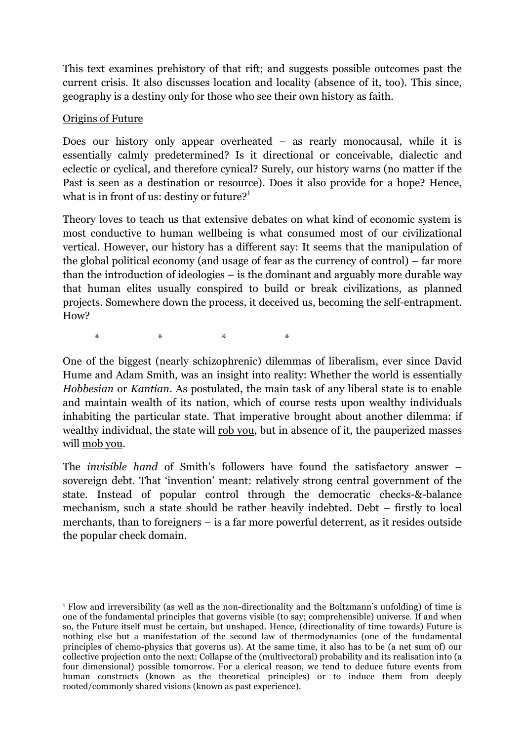This text examines prehistory of that rift; and suggests possible outcomes past the current crisis. It also discusses location and locality (absence of it, too). This since, geography is a destiny only for those who see their own history as faith.

## Origins of Future

Does our history only appear overheated – as rearly monocausal, while it is essentially calmly predetermined? Is it directional or conceivable, dialectic and eclectic or cyclical, and therefore cynical? Surely, our history warns (no matter if the Past is seen as a destination or resource). Does it also provide for a hope? Hence, what is in front of us: destiny or future?[1]

Theory loves to teach us that extensive debates on what kind of economic system is most conductive to human wellbeing is what consumed most of our civilizational vertical. However, our history has a different say: It seems that the manipulation of the global political economy (and usage of fear as the currency of control) – far more than the introduction of ideologies – is the dominant and arguably more durable way that human elites usually conspired to build or break civilizations, as planned projects. Somewhere down the process, it deceived us, becoming the self-entrapment. How?

\*                \*                \*                \*

One of the biggest (nearly schizophrenic) dilemmas of liberalism, ever since David Hume and Adam Smith, was an insight into reality: Whether the world is essentially *Hobbesian* or *Kantian*. As postulated, the main task of any liberal state is to enable and maintain wealth of its nation, which of course rests upon wealthy individuals inhabiting the particular state. That imperative brought about another dilemma: if wealthy individual, the state will <u>rob you</u>, but in absence of it, the pauperized masses will <u>mob you</u>.

The *invisible hand* of Smith's followers have found the satisfactory answer – sovereign debt. That 'invention' meant: relatively strong central government of the state. Instead of popular control through the democratic checks-&-balance mechanism, such a state should be rather heavily indebted. Debt – firstly to local merchants, than to foreigners – is a far more powerful deterrent, as it resides outside the popular check domain.

---

[1] Flow and irreversibility (as well as the non-directionality and the Boltzmann's unfolding) of time is one of the fundamental principles that governs visible (to say; comprehensible) universe. If and when so, the Future itself must be certain, but unshaped. Hence, (directionality of time towards) Future is nothing else but a manifestation of the second law of thermodynamics (one of the fundamental principles of chemo-physics that governs us). At the same time, it also has to be (a net sum of) our collective projection onto the next: Collapse of the (multivectoral) probability and its realisation into (a four dimensional) possible tomorrow. For a clerical reason, we tend to deduce future events from human constructs (known as the theoretical principles) or to induce them from deeply rooted/commonly shared visions (known as past experience).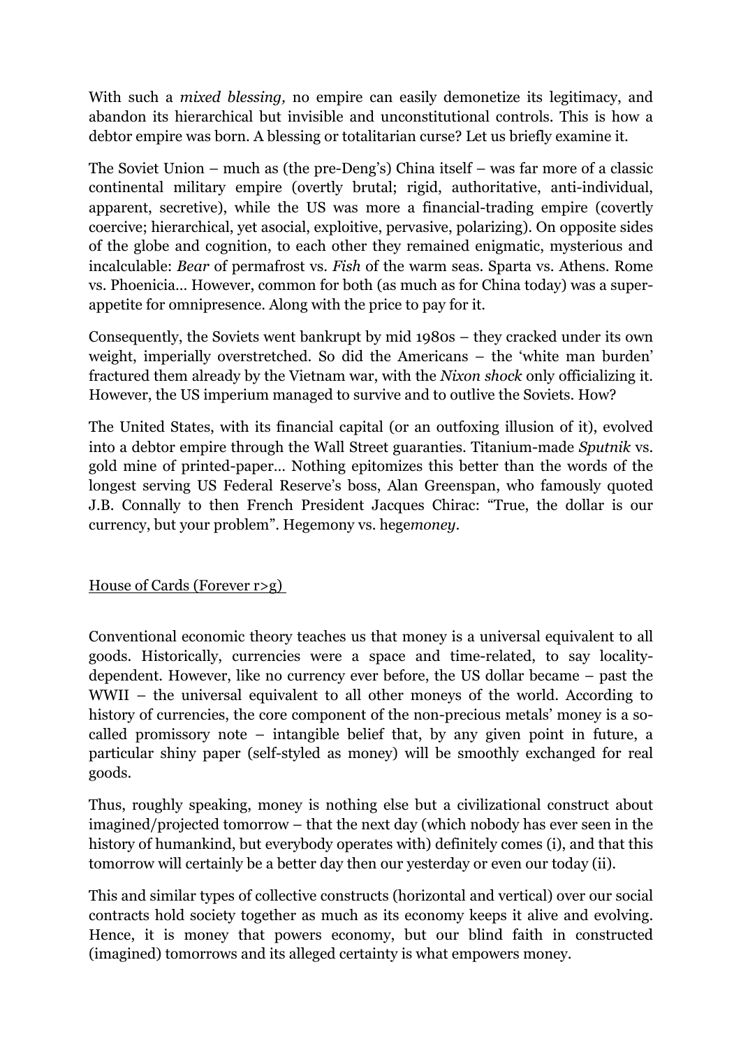With such a *mixed blessing,* no empire can easily demonetize its legitimacy, and abandon its hierarchical but invisible and unconstitutional controls. This is how a debtor empire was born. A blessing or totalitarian curse? Let us briefly examine it.

The Soviet Union – much as (the pre-Deng's) China itself – was far more of a classic continental military empire (overtly brutal; rigid, authoritative, anti-individual, apparent, secretive), while the US was more a financial-trading empire (covertly coercive; hierarchical, yet asocial, exploitive, pervasive, polarizing). On opposite sides of the globe and cognition, to each other they remained enigmatic, mysterious and incalculable: *Bear* of permafrost vs. *Fish* of the warm seas. Sparta vs. Athens. Rome vs. Phoenicia… However, common for both (as much as for China today) was a super-appetite for omnipresence. Along with the price to pay for it.

Consequently, the Soviets went bankrupt by mid 1980s – they cracked under its own weight, imperially overstretched. So did the Americans – the 'white man burden' fractured them already by the Vietnam war, with the *Nixon shock* only officializing it. However, the US imperium managed to survive and to outlive the Soviets. How?

The United States, with its financial capital (or an outfoxing illusion of it), evolved into a debtor empire through the Wall Street guaranties. Titanium-made *Sputnik* vs. gold mine of printed-paper… Nothing epitomizes this better than the words of the longest serving US Federal Reserve's boss, Alan Greenspan, who famously quoted J.B. Connally to then French President Jacques Chirac: "True, the dollar is our currency, but your problem". Hegemony vs. hege*money*.

## House of Cards (Forever r>g)

Conventional economic theory teaches us that money is a universal equivalent to all goods. Historically, currencies were a space and time-related, to say locality-dependent. However, like no currency ever before, the US dollar became – past the WWII – the universal equivalent to all other moneys of the world. According to history of currencies, the core component of the non-precious metals' money is a so-called promissory note – intangible belief that, by any given point in future, a particular shiny paper (self-styled as money) will be smoothly exchanged for real goods.

Thus, roughly speaking, money is nothing else but a civilizational construct about imagined/projected tomorrow – that the next day (which nobody has ever seen in the history of humankind, but everybody operates with) definitely comes (i), and that this tomorrow will certainly be a better day then our yesterday or even our today (ii).

This and similar types of collective constructs (horizontal and vertical) over our social contracts hold society together as much as its economy keeps it alive and evolving. Hence, it is money that powers economy, but our blind faith in constructed (imagined) tomorrows and its alleged certainty is what empowers money.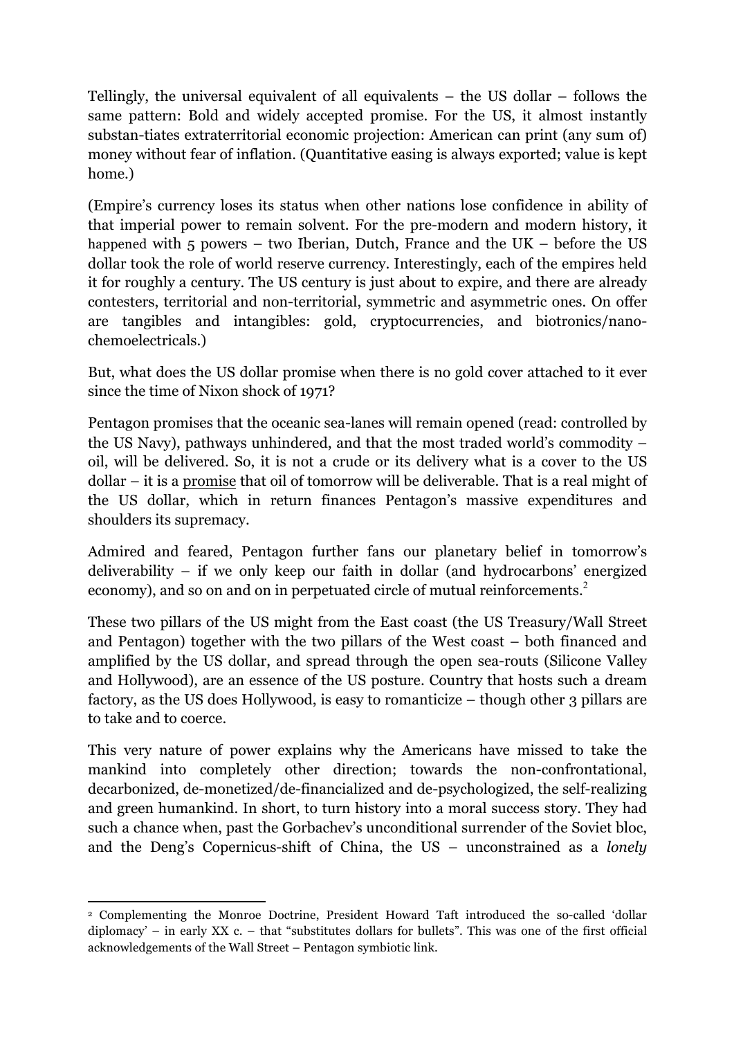Tellingly, the universal equivalent of all equivalents – the US dollar – follows the same pattern: Bold and widely accepted promise. For the US, it almost instantly substan-tiates extraterritorial economic projection: American can print (any sum of) money without fear of inflation. (Quantitative easing is always exported; value is kept home.)

(Empire's currency loses its status when other nations lose confidence in ability of that imperial power to remain solvent. For the pre-modern and modern history, it happened with 5 powers – two Iberian, Dutch, France and the UK – before the US dollar took the role of world reserve currency. Interestingly, each of the empires held it for roughly a century. The US century is just about to expire, and there are already contesters, territorial and non-territorial, symmetric and asymmetric ones. On offer are tangibles and intangibles: gold, cryptocurrencies, and biotronics/nano-chemoelectricals.)

But, what does the US dollar promise when there is no gold cover attached to it ever since the time of Nixon shock of 1971?

Pentagon promises that the oceanic sea-lanes will remain opened (read: controlled by the US Navy), pathways unhindered, and that the most traded world's commodity – oil, will be delivered. So, it is not a crude or its delivery what is a cover to the US dollar – it is a <u>promise</u> that oil of tomorrow will be deliverable. That is a real might of the US dollar, which in return finances Pentagon's massive expenditures and shoulders its supremacy.

Admired and feared, Pentagon further fans our planetary belief in tomorrow's deliverability – if we only keep our faith in dollar (and hydrocarbons' energized economy), and so on and on in perpetuated circle of mutual reinforcements.[2]

These two pillars of the US might from the East coast (the US Treasury/Wall Street and Pentagon) together with the two pillars of the West coast – both financed and amplified by the US dollar, and spread through the open sea-routs (Silicone Valley and Hollywood), are an essence of the US posture. Country that hosts such a dream factory, as the US does Hollywood, is easy to romanticize – though other 3 pillars are to take and to coerce.

This very nature of power explains why the Americans have missed to take the mankind into completely other direction; towards the non-confrontational, decarbonized, de-monetized/de-financialized and de-psychologized, the self-realizing and green humankind. In short, to turn history into a moral success story. They had such a chance when, past the Gorbachev's unconditional surrender of the Soviet bloc, and the Deng's Copernicus-shift of China, the US – unconstrained as a *lonely*

---

[2] Complementing the Monroe Doctrine, President Howard Taft introduced the so-called 'dollar diplomacy' – in early XX c. – that "substitutes dollars for bullets". This was one of the first official acknowledgements of the Wall Street – Pentagon symbiotic link.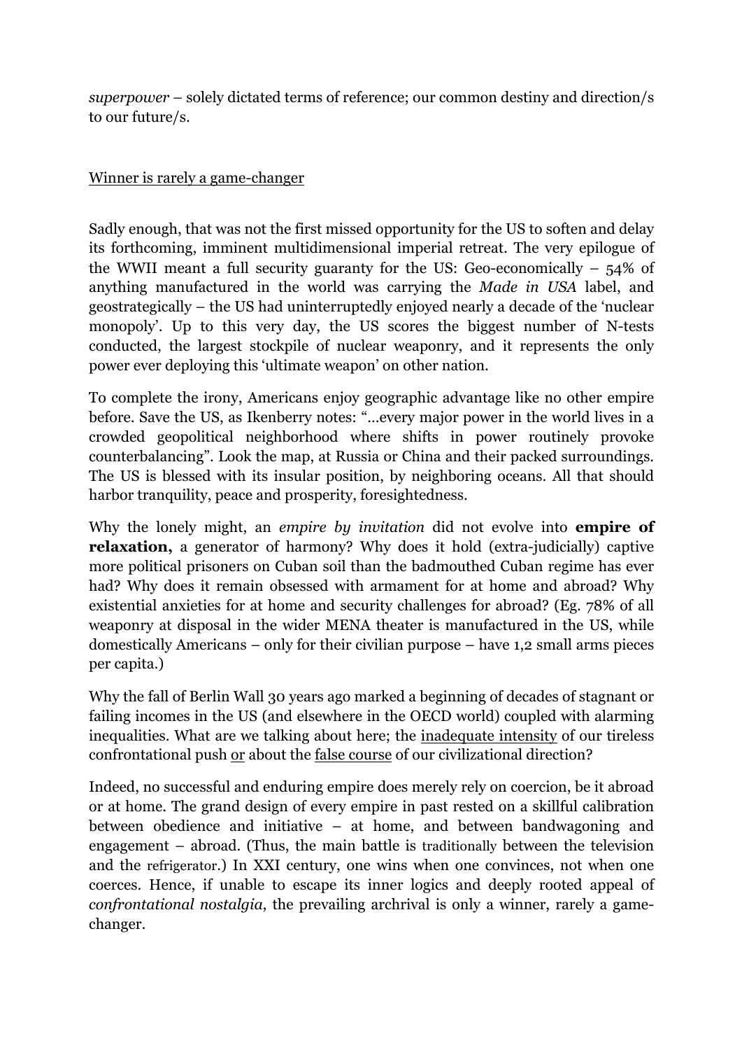*superpower* – solely dictated terms of reference; our common destiny and direction/s to our future/s.

<u>Winner is rarely a game-changer</u>

Sadly enough, that was not the first missed opportunity for the US to soften and delay its forthcoming, imminent multidimensional imperial retreat. The very epilogue of the WWII meant a full security guaranty for the US: Geo-economically – 54% of anything manufactured in the world was carrying the *Made in USA* label, and geostrategically – the US had uninterruptedly enjoyed nearly a decade of the 'nuclear monopoly'. Up to this very day, the US scores the biggest number of N-tests conducted, the largest stockpile of nuclear weaponry, and it represents the only power ever deploying this 'ultimate weapon' on other nation.

To complete the irony, Americans enjoy geographic advantage like no other empire before. Save the US, as Ikenberry notes: "…every major power in the world lives in a crowded geopolitical neighborhood where shifts in power routinely provoke counterbalancing". Look the map, at Russia or China and their packed surroundings. The US is blessed with its insular position, by neighboring oceans. All that should harbor tranquility, peace and prosperity, foresightedness.

Why the lonely might, an *empire by invitation* did not evolve into **empire of relaxation,** a generator of harmony? Why does it hold (extra-judicially) captive more political prisoners on Cuban soil than the badmouthed Cuban regime has ever had? Why does it remain obsessed with armament for at home and abroad? Why existential anxieties for at home and security challenges for abroad? (Eg. 78% of all weaponry at disposal in the wider MENA theater is manufactured in the US, while domestically Americans – only for their civilian purpose – have 1,2 small arms pieces per capita.)

Why the fall of Berlin Wall 30 years ago marked a beginning of decades of stagnant or failing incomes in the US (and elsewhere in the OECD world) coupled with alarming inequalities. What are we talking about here; the <u>inadequate intensity</u> of our tireless confrontational push <u>or</u> about the <u>false course</u> of our civilizational direction?

Indeed, no successful and enduring empire does merely rely on coercion, be it abroad or at home. The grand design of every empire in past rested on a skillful calibration between obedience and initiative – at home, and between bandwagoning and engagement – abroad. (Thus, the main battle is traditionally between the television and the refrigerator.) In XXI century, one wins when one convinces, not when one coerces. Hence, if unable to escape its inner logics and deeply rooted appeal of *confrontational nostalgia*, the prevailing archrival is only a winner, rarely a game-changer.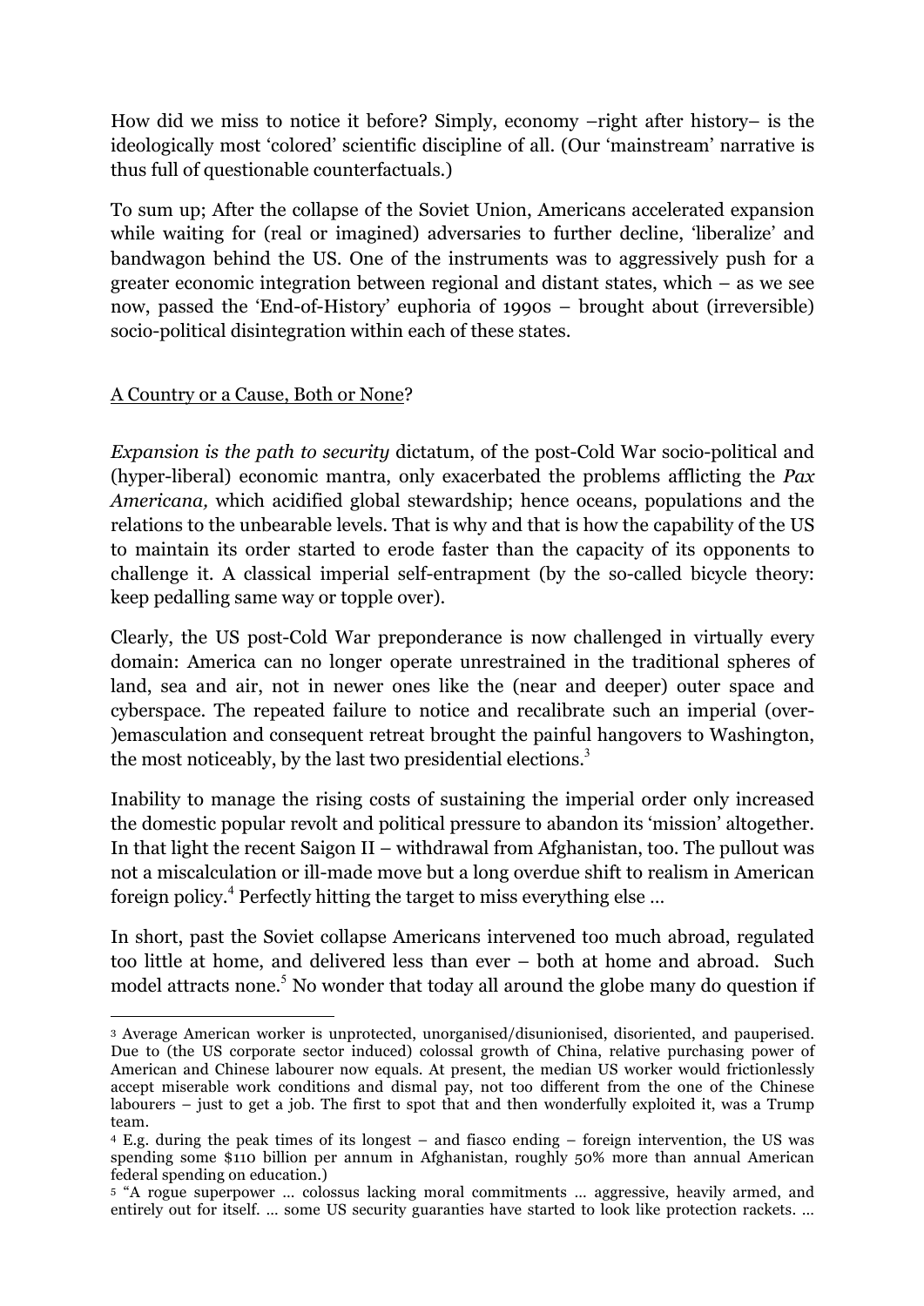How did we miss to notice it before? Simply, economy –right after history– is the ideologically most 'colored' scientific discipline of all. (Our 'mainstream' narrative is thus full of questionable counterfactuals.)

To sum up; After the collapse of the Soviet Union, Americans accelerated expansion while waiting for (real or imagined) adversaries to further decline, 'liberalize' and bandwagon behind the US. One of the instruments was to aggressively push for a greater economic integration between regional and distant states, which – as we see now, passed the 'End-of-History' euphoria of 1990s – brought about (irreversible) socio-political disintegration within each of these states.

A Country or a Cause, Both or None?

*Expansion is the path to security* dictatum, of the post-Cold War socio-political and (hyper-liberal) economic mantra, only exacerbated the problems afflicting the *Pax Americana,* which acidified global stewardship; hence oceans, populations and the relations to the unbearable levels. That is why and that is how the capability of the US to maintain its order started to erode faster than the capacity of its opponents to challenge it. A classical imperial self-entrapment (by the so-called bicycle theory: keep pedalling same way or topple over).

Clearly, the US post-Cold War preponderance is now challenged in virtually every domain: America can no longer operate unrestrained in the traditional spheres of land, sea and air, not in newer ones like the (near and deeper) outer space and cyberspace. The repeated failure to notice and recalibrate such an imperial (over-)emasculation and consequent retreat brought the painful hangovers to Washington, the most noticeably, by the last two presidential elections.[3]

Inability to manage the rising costs of sustaining the imperial order only increased the domestic popular revolt and political pressure to abandon its 'mission' altogether. In that light the recent Saigon II – withdrawal from Afghanistan, too. The pullout was not a miscalculation or ill-made move but a long overdue shift to realism in American foreign policy.[4] Perfectly hitting the target to miss everything else …

In short, past the Soviet collapse Americans intervened too much abroad, regulated too little at home, and delivered less than ever – both at home and abroad. Such model attracts none.[5] No wonder that today all around the globe many do question if

---

[3] Average American worker is unprotected, unorganised/disunionised, disoriented, and pauperised. Due to (the US corporate sector induced) colossal growth of China, relative purchasing power of American and Chinese labourer now equals. At present, the median US worker would frictionlessly accept miserable work conditions and dismal pay, not too different from the one of the Chinese labourers – just to get a job. The first to spot that and then wonderfully exploited it, was a Trump team.

[4] E.g. during the peak times of its longest – and fiasco ending – foreign intervention, the US was spending some $110 billion per annum in Afghanistan, roughly 50% more than annual American federal spending on education.)

[5] "A rogue superpower … colossus lacking moral commitments … aggressive, heavily armed, and entirely out for itself. … some US security guaranties have started to look like protection rackets. …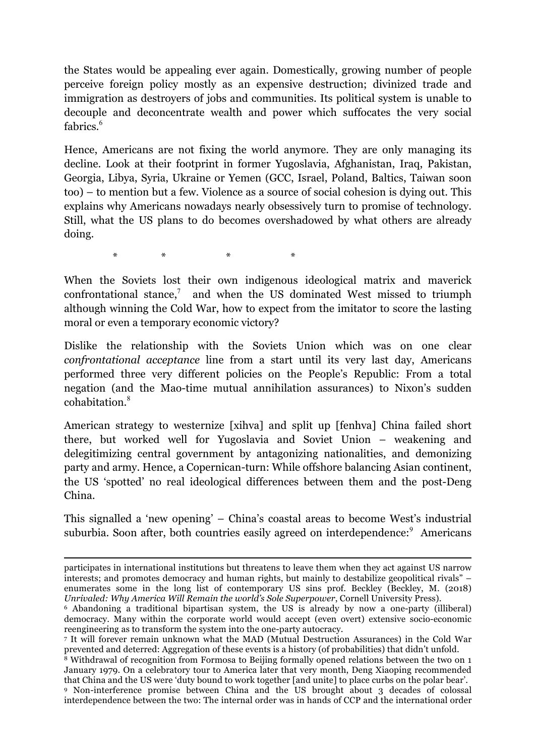the States would be appealing ever again. Domestically, growing number of people perceive foreign policy mostly as an expensive destruction; divinized trade and immigration as destroyers of jobs and communities. Its political system is unable to decouple and deconcentrate wealth and power which suffocates the very social fabrics.[6]

Hence, Americans are not fixing the world anymore. They are only managing its decline. Look at their footprint in former Yugoslavia, Afghanistan, Iraq, Pakistan, Georgia, Libya, Syria, Ukraine or Yemen (GCC, Israel, Poland, Baltics, Taiwan soon too) – to mention but a few. Violence as a source of social cohesion is dying out. This explains why Americans nowadays nearly obsessively turn to promise of technology. Still, what the US plans to do becomes overshadowed by what others are already doing.

\*  \*  \*  \*

When the Soviets lost their own indigenous ideological matrix and maverick confrontational stance,[7] and when the US dominated West missed to triumph although winning the Cold War, how to expect from the imitator to score the lasting moral or even a temporary economic victory?

Dislike the relationship with the Soviets Union which was on one clear *confrontational acceptance* line from a start until its very last day, Americans performed three very different policies on the People's Republic: From a total negation (and the Mao-time mutual annihilation assurances) to Nixon's sudden cohabitation.[8]

American strategy to westernize [xihva] and split up [fenhva] China failed short there, but worked well for Yugoslavia and Soviet Union – weakening and delegitimizing central government by antagonizing nationalities, and demonizing party and army. Hence, a Copernican-turn: While offshore balancing Asian continent, the US 'spotted' no real ideological differences between them and the post-Deng China.

This signalled a 'new opening' – China's coastal areas to become West's industrial suburbia. Soon after, both countries easily agreed on interdependence:[9] Americans

---

participates in international institutions but threatens to leave them when they act against US narrow interests; and promotes democracy and human rights, but mainly to destabilize geopolitical rivals" – enumerates some in the long list of contemporary US sins prof. Beckley (Beckley, M. (2018) *Unrivaled: Why America Will Remain the world's Sole Superpower*, Cornell University Press).

[6] Abandoning a traditional bipartisan system, the US is already by now a one-party (illiberal) democracy. Many within the corporate world would accept (even overt) extensive socio-economic reengineering as to transform the system into the one-party autocracy.

[7] It will forever remain unknown what the MAD (Mutual Destruction Assurances) in the Cold War prevented and deterred: Aggregation of these events is a history (of probabilities) that didn't unfold.

[8] Withdrawal of recognition from Formosa to Beijing formally opened relations between the two on 1 January 1979. On a celebratory tour to America later that very month, Deng Xiaoping recommended that China and the US were 'duty bound to work together [and unite] to place curbs on the polar bear'.

[9] Non-interference promise between China and the US brought about 3 decades of colossal interdependence between the two: The internal order was in hands of CCP and the international order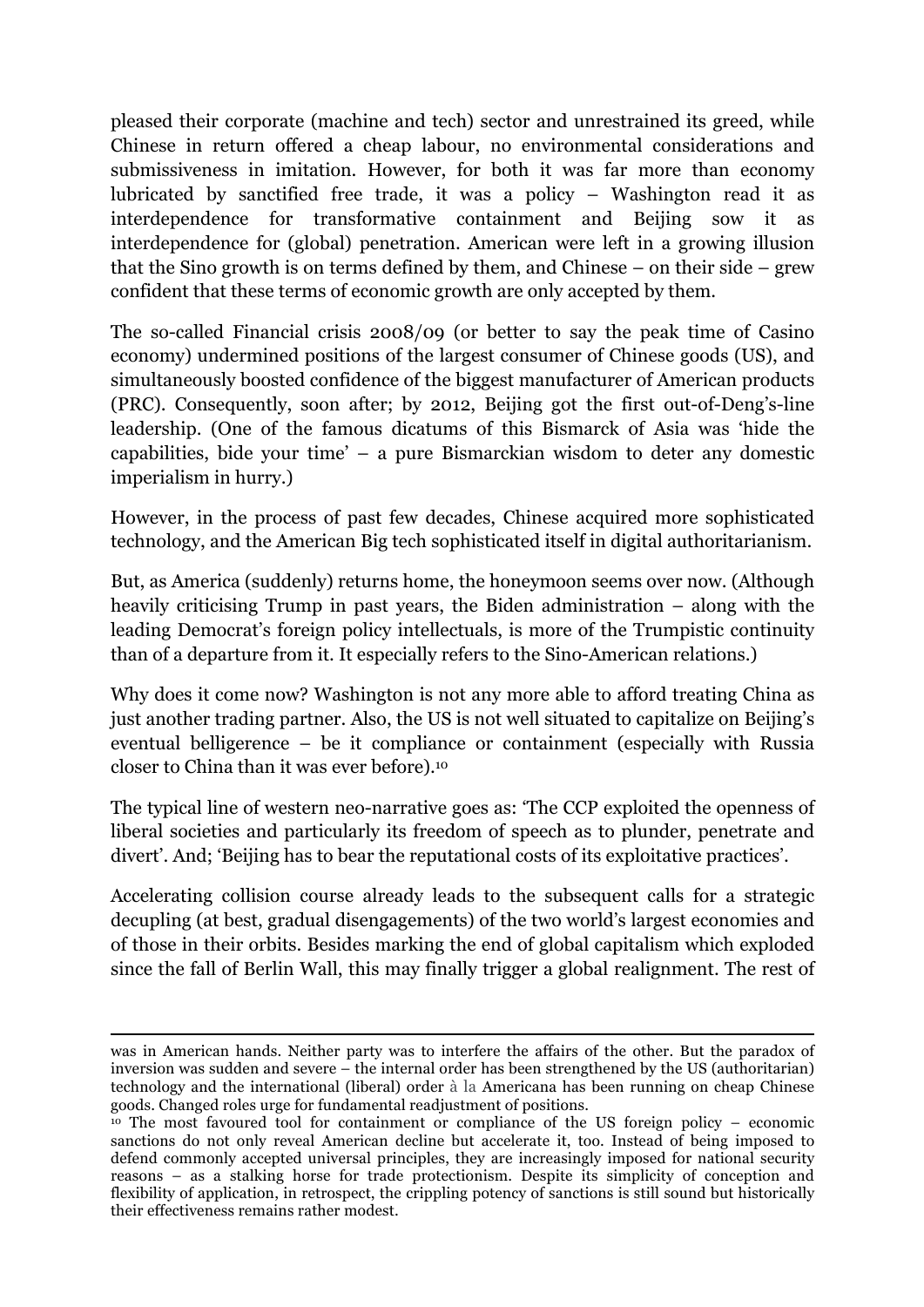pleased their corporate (machine and tech) sector and unrestrained its greed, while Chinese in return offered a cheap labour, no environmental considerations and submissiveness in imitation. However, for both it was far more than economy lubricated by sanctified free trade, it was a policy – Washington read it as interdependence for transformative containment and Beijing sow it as interdependence for (global) penetration. American were left in a growing illusion that the Sino growth is on terms defined by them, and Chinese – on their side – grew confident that these terms of economic growth are only accepted by them.

The so-called Financial crisis 2008/09 (or better to say the peak time of Casino economy) undermined positions of the largest consumer of Chinese goods (US), and simultaneously boosted confidence of the biggest manufacturer of American products (PRC). Consequently, soon after; by 2012, Beijing got the first out-of-Deng's-line leadership. (One of the famous dicatums of this Bismarck of Asia was 'hide the capabilities, bide your time' – a pure Bismarckian wisdom to deter any domestic imperialism in hurry.)

However, in the process of past few decades, Chinese acquired more sophisticated technology, and the American Big tech sophisticated itself in digital authoritarianism.

But, as America (suddenly) returns home, the honeymoon seems over now. (Although heavily criticising Trump in past years, the Biden administration – along with the leading Democrat's foreign policy intellectuals, is more of the Trumpistic continuity than of a departure from it. It especially refers to the Sino-American relations.)

Why does it come now? Washington is not any more able to afford treating China as just another trading partner. Also, the US is not well situated to capitalize on Beijing's eventual belligerence – be it compliance or containment (especially with Russia closer to China than it was ever before).[10]

The typical line of western neo-narrative goes as: 'The CCP exploited the openness of liberal societies and particularly its freedom of speech as to plunder, penetrate and divert'. And; 'Beijing has to bear the reputational costs of its exploitative practices'.

Accelerating collision course already leads to the subsequent calls for a strategic decupling (at best, gradual disengagements) of the two world's largest economies and of those in their orbits. Besides marking the end of global capitalism which exploded since the fall of Berlin Wall, this may finally trigger a global realignment. The rest of

---

was in American hands. Neither party was to interfere the affairs of the other. But the paradox of inversion was sudden and severe – the internal order has been strengthened by the US (authoritarian) technology and the international (liberal) order à la Americana has been running on cheap Chinese goods. Changed roles urge for fundamental readjustment of positions.

[10] The most favoured tool for containment or compliance of the US foreign policy – economic sanctions do not only reveal American decline but accelerate it, too. Instead of being imposed to defend commonly accepted universal principles, they are increasingly imposed for national security reasons – as a stalking horse for trade protectionism. Despite its simplicity of conception and flexibility of application, in retrospect, the crippling potency of sanctions is still sound but historically their effectiveness remains rather modest.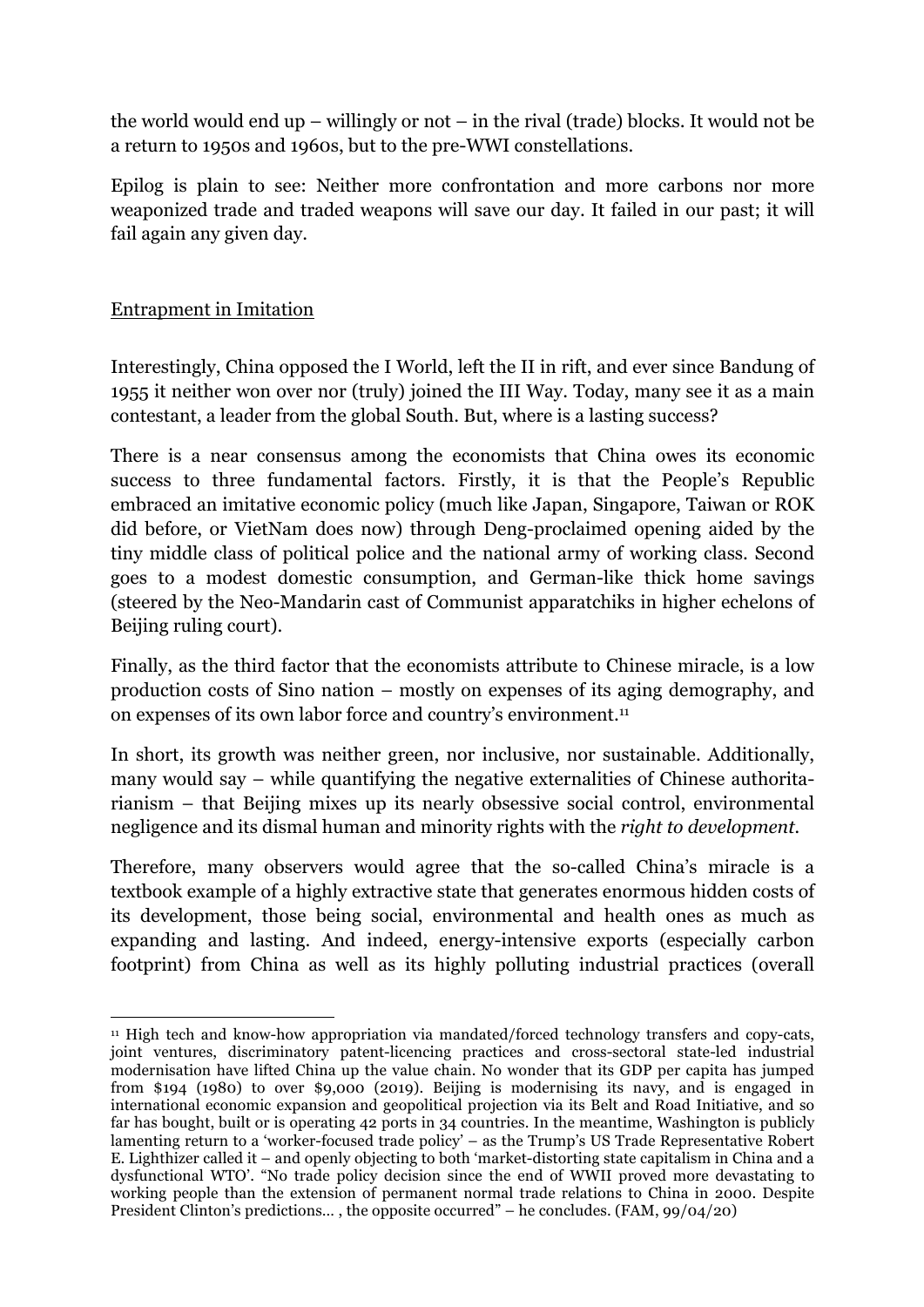the world would end up – willingly or not – in the rival (trade) blocks. It would not be a return to 1950s and 1960s, but to the pre-WWI constellations.

Epilog is plain to see: Neither more confrontation and more carbons nor more weaponized trade and traded weapons will save our day. It failed in our past; it will fail again any given day.

## Entrapment in Imitation

Interestingly, China opposed the I World, left the II in rift, and ever since Bandung of 1955 it neither won over nor (truly) joined the III Way. Today, many see it as a main contestant, a leader from the global South. But, where is a lasting success?

There is a near consensus among the economists that China owes its economic success to three fundamental factors. Firstly, it is that the People's Republic embraced an imitative economic policy (much like Japan, Singapore, Taiwan or ROK did before, or VietNam does now) through Deng-proclaimed opening aided by the tiny middle class of political police and the national army of working class. Second goes to a modest domestic consumption, and German-like thick home savings (steered by the Neo-Mandarin cast of Communist apparatchiks in higher echelons of Beijing ruling court).

Finally, as the third factor that the economists attribute to Chinese miracle, is a low production costs of Sino nation – mostly on expenses of its aging demography, and on expenses of its own labor force and country's environment.[11]

In short, its growth was neither green, nor inclusive, nor sustainable. Additionally, many would say – while quantifying the negative externalities of Chinese authoritarianism – that Beijing mixes up its nearly obsessive social control, environmental negligence and its dismal human and minority rights with the *right to development*.

Therefore, many observers would agree that the so-called China's miracle is a textbook example of a highly extractive state that generates enormous hidden costs of its development, those being social, environmental and health ones as much as expanding and lasting. And indeed, energy-intensive exports (especially carbon footprint) from China as well as its highly polluting industrial practices (overall

---

[11] High tech and know-how appropriation via mandated/forced technology transfers and copy-cats, joint ventures, discriminatory patent-licencing practices and cross-sectoral state-led industrial modernisation have lifted China up the value chain. No wonder that its GDP per capita has jumped from $194 (1980) to over $9,000 (2019). Beijing is modernising its navy, and is engaged in international economic expansion and geopolitical projection via its Belt and Road Initiative, and so far has bought, built or is operating 42 ports in 34 countries. In the meantime, Washington is publicly lamenting return to a 'worker-focused trade policy' – as the Trump's US Trade Representative Robert E. Lighthizer called it – and openly objecting to both 'market-distorting state capitalism in China and a dysfunctional WTO'. "No trade policy decision since the end of WWII proved more devastating to working people than the extension of permanent normal trade relations to China in 2000. Despite President Clinton's predictions… , the opposite occurred" – he concludes. (FAM, 99/04/20)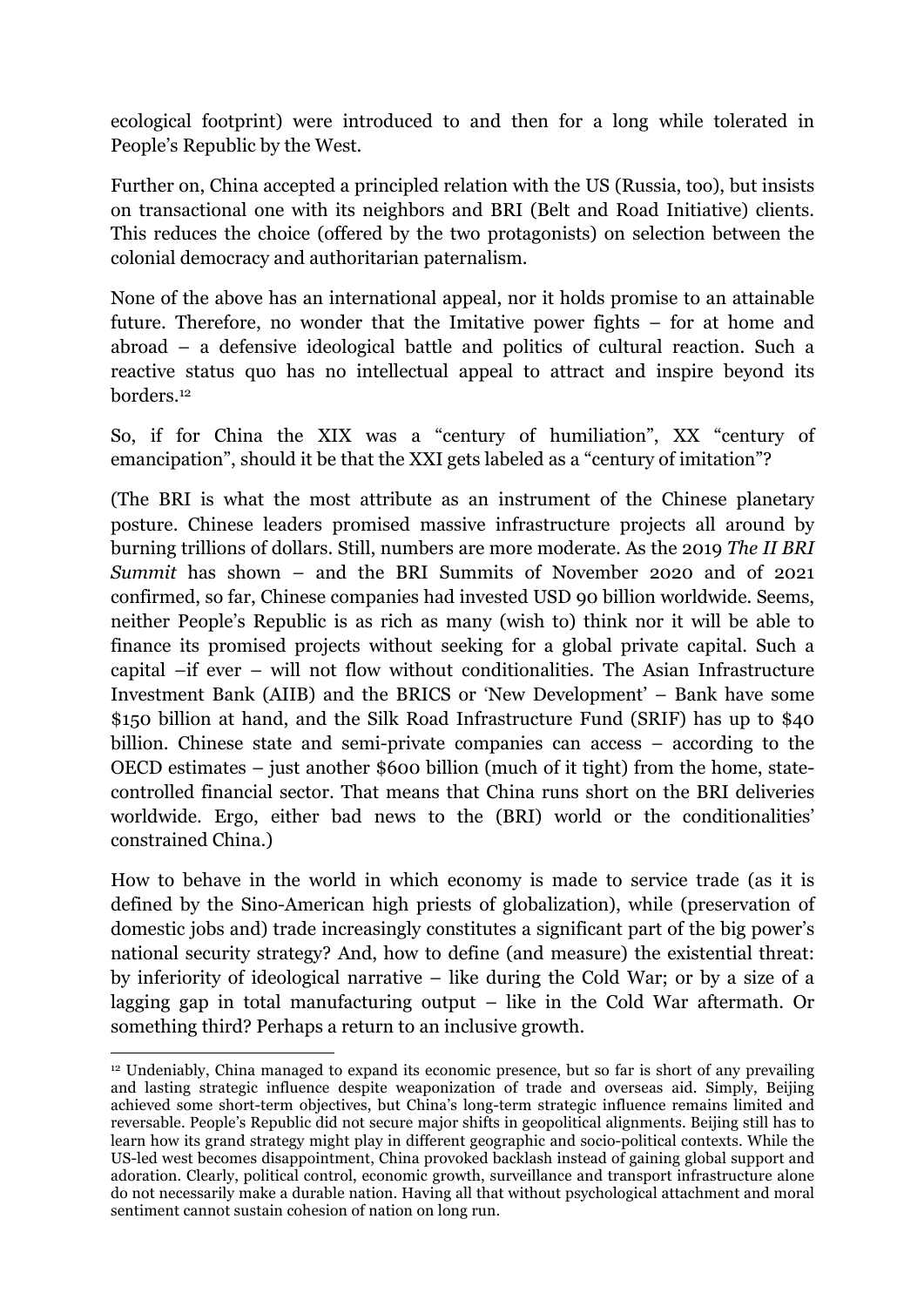ecological footprint) were introduced to and then for a long while tolerated in People's Republic by the West.

Further on, China accepted a principled relation with the US (Russia, too), but insists on transactional one with its neighbors and BRI (Belt and Road Initiative) clients. This reduces the choice (offered by the two protagonists) on selection between the colonial democracy and authoritarian paternalism.

None of the above has an international appeal, nor it holds promise to an attainable future. Therefore, no wonder that the Imitative power fights – for at home and abroad – a defensive ideological battle and politics of cultural reaction. Such a reactive status quo has no intellectual appeal to attract and inspire beyond its borders.[12]

So, if for China the XIX was a "century of humiliation", XX "century of emancipation", should it be that the XXI gets labeled as a "century of imitation"?

(The BRI is what the most attribute as an instrument of the Chinese planetary posture. Chinese leaders promised massive infrastructure projects all around by burning trillions of dollars. Still, numbers are more moderate. As the 2019 *The II BRI Summit* has shown – and the BRI Summits of November 2020 and of 2021 confirmed, so far, Chinese companies had invested USD 90 billion worldwide. Seems, neither People's Republic is as rich as many (wish to) think nor it will be able to finance its promised projects without seeking for a global private capital. Such a capital –if ever – will not flow without conditionalities. The Asian Infrastructure Investment Bank (AIIB) and the BRICS or 'New Development' – Bank have some $150 billion at hand, and the Silk Road Infrastructure Fund (SRIF) has up to $40 billion. Chinese state and semi-private companies can access – according to the OECD estimates – just another $600 billion (much of it tight) from the home, state-controlled financial sector. That means that China runs short on the BRI deliveries worldwide. Ergo, either bad news to the (BRI) world or the conditionalities' constrained China.)

How to behave in the world in which economy is made to service trade (as it is defined by the Sino-American high priests of globalization), while (preservation of domestic jobs and) trade increasingly constitutes a significant part of the big power's national security strategy? And, how to define (and measure) the existential threat: by inferiority of ideological narrative – like during the Cold War; or by a size of a lagging gap in total manufacturing output – like in the Cold War aftermath. Or something third? Perhaps a return to an inclusive growth.

---

[12] Undeniably, China managed to expand its economic presence, but so far is short of any prevailing and lasting strategic influence despite weaponization of trade and overseas aid. Simply, Beijing achieved some short-term objectives, but China's long-term strategic influence remains limited and reversable. People's Republic did not secure major shifts in geopolitical alignments. Beijing still has to learn how its grand strategy might play in different geographic and socio-political contexts. While the US-led west becomes disappointment, China provoked backlash instead of gaining global support and adoration. Clearly, political control, economic growth, surveillance and transport infrastructure alone do not necessarily make a durable nation. Having all that without psychological attachment and moral sentiment cannot sustain cohesion of nation on long run.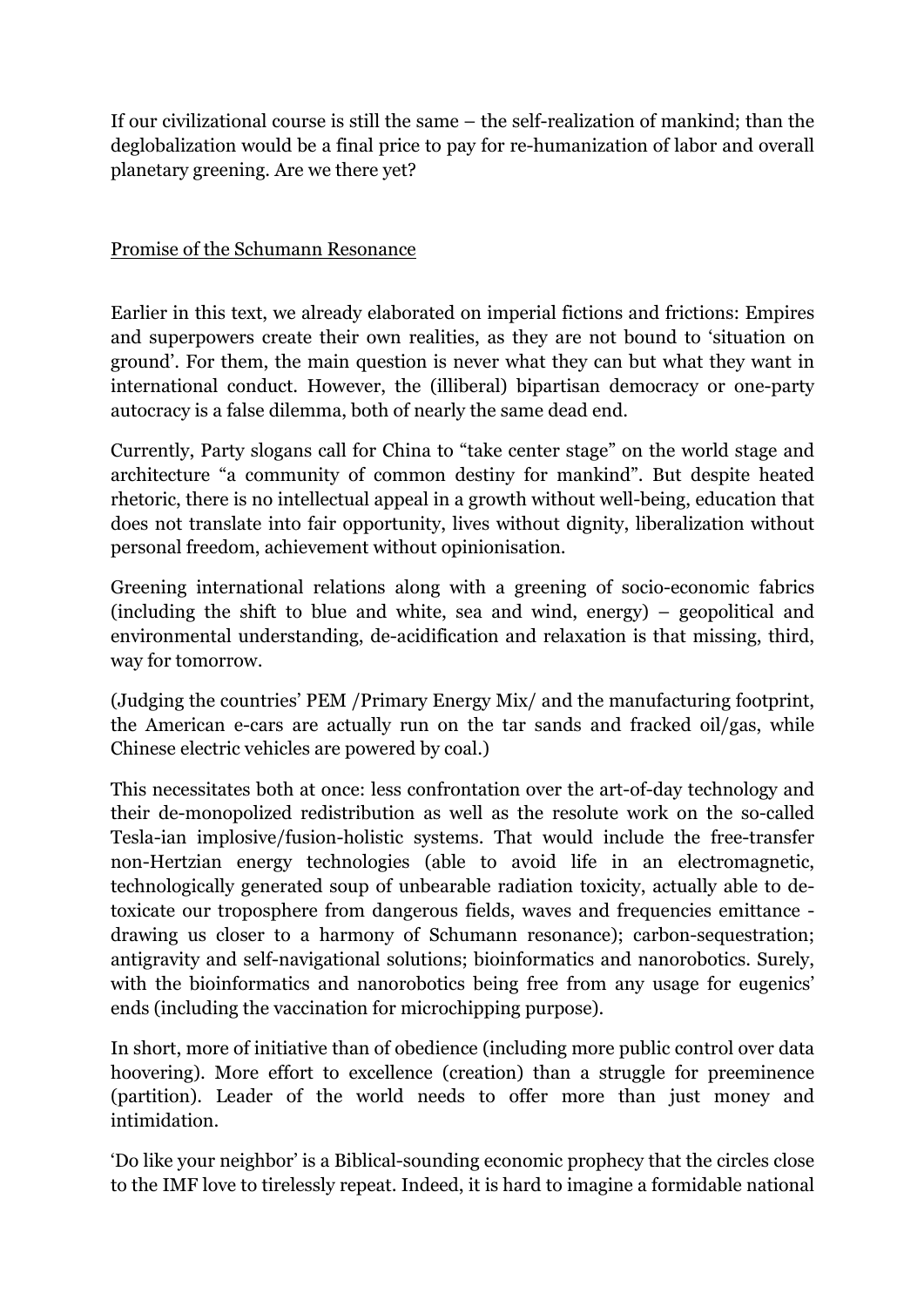If our civilizational course is still the same – the self-realization of mankind; than the deglobalization would be a final price to pay for re-humanization of labor and overall planetary greening. Are we there yet?

## Promise of the Schumann Resonance

Earlier in this text, we already elaborated on imperial fictions and frictions: Empires and superpowers create their own realities, as they are not bound to 'situation on ground'. For them, the main question is never what they can but what they want in international conduct. However, the (illiberal) bipartisan democracy or one-party autocracy is a false dilemma, both of nearly the same dead end.

Currently, Party slogans call for China to "take center stage" on the world stage and architecture "a community of common destiny for mankind". But despite heated rhetoric, there is no intellectual appeal in a growth without well-being, education that does not translate into fair opportunity, lives without dignity, liberalization without personal freedom, achievement without opinionisation.

Greening international relations along with a greening of socio-economic fabrics (including the shift to blue and white, sea and wind, energy) – geopolitical and environmental understanding, de-acidification and relaxation is that missing, third, way for tomorrow.

(Judging the countries' PEM /Primary Energy Mix/ and the manufacturing footprint, the American e-cars are actually run on the tar sands and fracked oil/gas, while Chinese electric vehicles are powered by coal.)

This necessitates both at once: less confrontation over the art-of-day technology and their de-monopolized redistribution as well as the resolute work on the so-called Tesla-ian implosive/fusion-holistic systems. That would include the free-transfer non-Hertzian energy technologies (able to avoid life in an electromagnetic, technologically generated soup of unbearable radiation toxicity, actually able to de-toxicate our troposphere from dangerous fields, waves and frequencies emittance - drawing us closer to a harmony of Schumann resonance); carbon-sequestration; antigravity and self-navigational solutions; bioinformatics and nanorobotics. Surely, with the bioinformatics and nanorobotics being free from any usage for eugenics' ends (including the vaccination for microchipping purpose).

In short, more of initiative than of obedience (including more public control over data hoovering). More effort to excellence (creation) than a struggle for preeminence (partition). Leader of the world needs to offer more than just money and intimidation.

'Do like your neighbor' is a Biblical-sounding economic prophecy that the circles close to the IMF love to tirelessly repeat. Indeed, it is hard to imagine a formidable national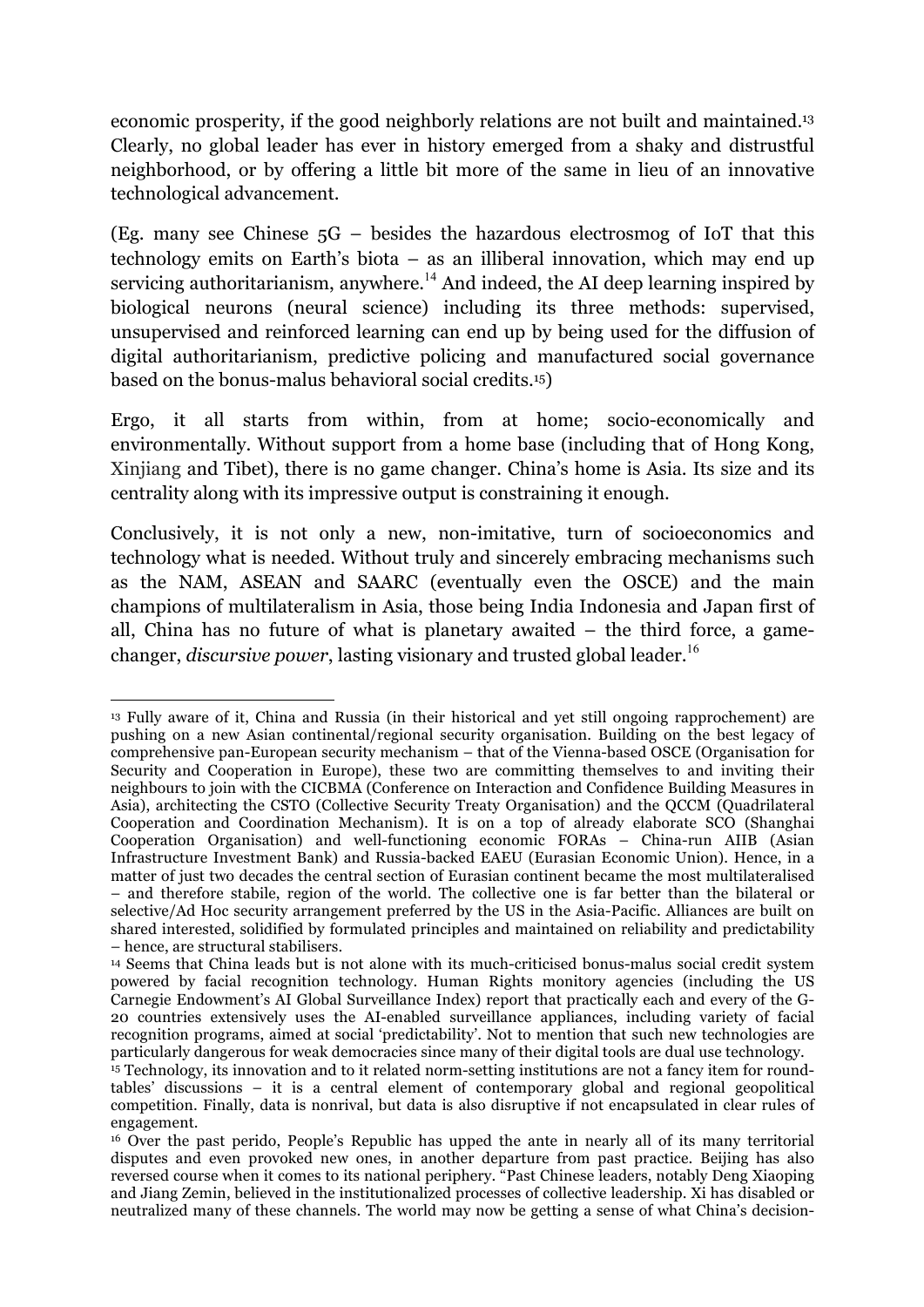economic prosperity, if the good neighborly relations are not built and maintained.[13] Clearly, no global leader has ever in history emerged from a shaky and distrustful neighborhood, or by offering a little bit more of the same in lieu of an innovative technological advancement.

(Eg. many see Chinese 5G – besides the hazardous electrosmog of IoT that this technology emits on Earth's biota – as an illiberal innovation, which may end up servicing authoritarianism, anywhere.[14] And indeed, the AI deep learning inspired by biological neurons (neural science) including its three methods: supervised, unsupervised and reinforced learning can end up by being used for the diffusion of digital authoritarianism, predictive policing and manufactured social governance based on the bonus-malus behavioral social credits.[15])

Ergo, it all starts from within, from at home; socio-economically and environmentally. Without support from a home base (including that of Hong Kong, Xinjiang and Tibet), there is no game changer. China's home is Asia. Its size and its centrality along with its impressive output is constraining it enough.

Conclusively, it is not only a new, non-imitative, turn of socioeconomics and technology what is needed. Without truly and sincerely embracing mechanisms such as the NAM, ASEAN and SAARC (eventually even the OSCE) and the main champions of multilateralism in Asia, those being India Indonesia and Japan first of all, China has no future of what is planetary awaited – the third force, a game-changer, *discursive power*, lasting visionary and trusted global leader.[16]

---

[13] Fully aware of it, China and Russia (in their historical and yet still ongoing rapprochement) are pushing on a new Asian continental/regional security organisation. Building on the best legacy of comprehensive pan-European security mechanism – that of the Vienna-based OSCE (Organisation for Security and Cooperation in Europe), these two are committing themselves to and inviting their neighbours to join with the CICBMA (Conference on Interaction and Confidence Building Measures in Asia), architecting the CSTO (Collective Security Treaty Organisation) and the QCCM (Quadrilateral Cooperation and Coordination Mechanism). It is on a top of already elaborate SCO (Shanghai Cooperation Organisation) and well-functioning economic FORAs – China-run AIIB (Asian Infrastructure Investment Bank) and Russia-backed EAEU (Eurasian Economic Union). Hence, in a matter of just two decades the central section of Eurasian continent became the most multilateralised – and therefore stabile, region of the world. The collective one is far better than the bilateral or selective/Ad Hoc security arrangement preferred by the US in the Asia-Pacific. Alliances are built on shared interested, solidified by formulated principles and maintained on reliability and predictability – hence, are structural stabilisers.

[14] Seems that China leads but is not alone with its much-criticised bonus-malus social credit system powered by facial recognition technology. Human Rights monitory agencies (including the US Carnegie Endowment's AI Global Surveillance Index) report that practically each and every of the G-20 countries extensively uses the AI-enabled surveillance appliances, including variety of facial recognition programs, aimed at social 'predictability'. Not to mention that such new technologies are particularly dangerous for weak democracies since many of their digital tools are dual use technology.

[15] Technology, its innovation and to it related norm-setting institutions are not a fancy item for round-tables' discussions – it is a central element of contemporary global and regional geopolitical competition. Finally, data is nonrival, but data is also disruptive if not encapsulated in clear rules of engagement.

[16] Over the past perido, People's Republic has upped the ante in nearly all of its many territorial disputes and even provoked new ones, in another departure from past practice. Beijing has also reversed course when it comes to its national periphery. "Past Chinese leaders, notably Deng Xiaoping and Jiang Zemin, believed in the institutionalized processes of collective leadership. Xi has disabled or neutralized many of these channels. The world may now be getting a sense of what China's decision-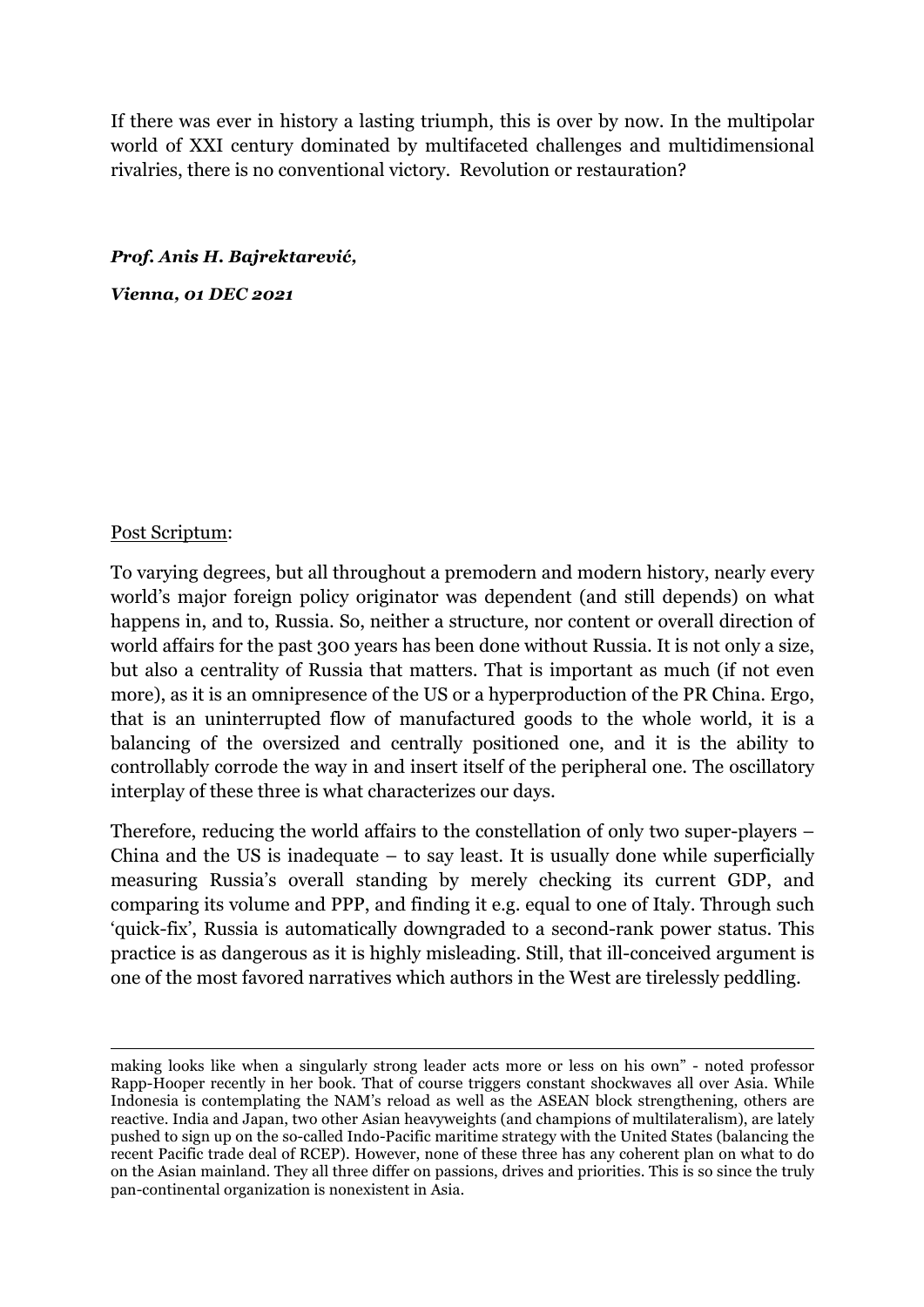If there was ever in history a lasting triumph, this is over by now. In the multipolar world of XXI century dominated by multifaceted challenges and multidimensional rivalries, there is no conventional victory. Revolution or restauration?

***Prof. Anis H. Bajrektarević,***

***Vienna, 01 DEC 2021***

Post Scriptum:

To varying degrees, but all throughout a premodern and modern history, nearly every world's major foreign policy originator was dependent (and still depends) on what happens in, and to, Russia. So, neither a structure, nor content or overall direction of world affairs for the past 300 years has been done without Russia. It is not only a size, but also a centrality of Russia that matters. That is important as much (if not even more), as it is an omnipresence of the US or a hyperproduction of the PR China. Ergo, that is an uninterrupted flow of manufactured goods to the whole world, it is a balancing of the oversized and centrally positioned one, and it is the ability to controllably corrode the way in and insert itself of the peripheral one. The oscillatory interplay of these three is what characterizes our days.

Therefore, reducing the world affairs to the constellation of only two super-players – China and the US is inadequate – to say least. It is usually done while superficially measuring Russia's overall standing by merely checking its current GDP, and comparing its volume and PPP, and finding it e.g. equal to one of Italy. Through such 'quick-fix', Russia is automatically downgraded to a second-rank power status. This practice is as dangerous as it is highly misleading. Still, that ill-conceived argument is one of the most favored narratives which authors in the West are tirelessly peddling.

---

making looks like when a singularly strong leader acts more or less on his own" - noted professor Rapp-Hooper recently in her book. That of course triggers constant shockwaves all over Asia. While Indonesia is contemplating the NAM's reload as well as the ASEAN block strengthening, others are reactive. India and Japan, two other Asian heavyweights (and champions of multilateralism), are lately pushed to sign up on the so-called Indo-Pacific maritime strategy with the United States (balancing the recent Pacific trade deal of RCEP). However, none of these three has any coherent plan on what to do on the Asian mainland. They all three differ on passions, drives and priorities. This is so since the truly pan-continental organization is nonexistent in Asia.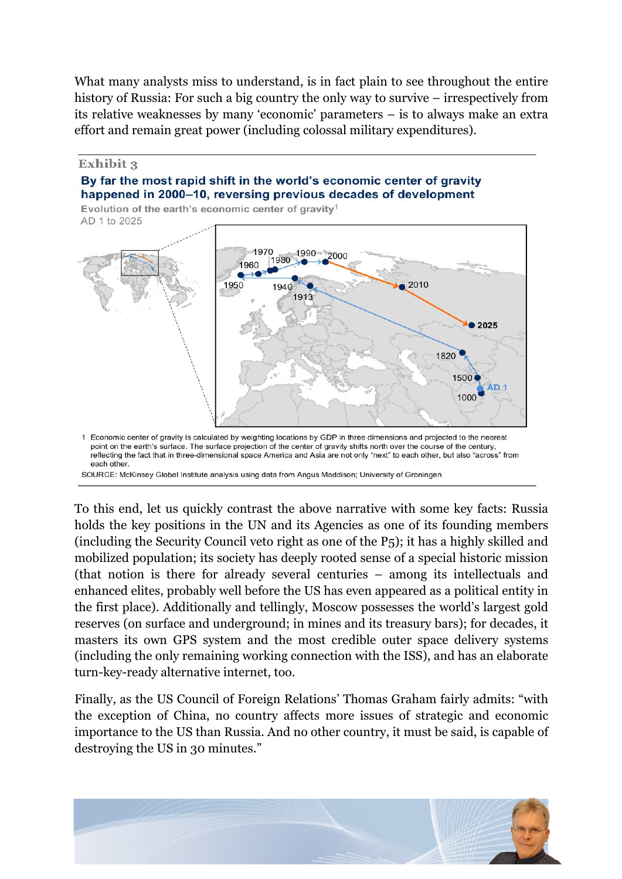What many analysts miss to understand, is in fact plain to see throughout the entire history of Russia: For such a big country the only way to survive – irrespectively from its relative weaknesses by many 'economic' parameters – is to always make an extra effort and remain great power (including colossal military expenditures).

**Exhibit 3**

**By far the most rapid shift in the world's economic center of gravity happened in 2000–10, reversing previous decades of development**

Evolution of the earth's economic center of gravity[1]
AD 1 to 2025

1 Economic center of gravity is calculated by weighting locations by GDP in three dimensions and projected to the nearest point on the earth's surface. The surface projection of the center of gravity shifts north over the course of the century, reflecting the fact that in three-dimensional space America and Asia are not only "next" to each other, but also "across" from each other.

SOURCE: McKinsey Global Institute analysis using data from Angus Maddison; University of Groningen

To this end, let us quickly contrast the above narrative with some key facts: Russia holds the key positions in the UN and its Agencies as one of its founding members (including the Security Council veto right as one of the P5); it has a highly skilled and mobilized population; its society has deeply rooted sense of a special historic mission (that notion is there for already several centuries – among its intellectuals and enhanced elites, probably well before the US has even appeared as a political entity in the first place). Additionally and tellingly, Moscow possesses the world's largest gold reserves (on surface and underground; in mines and its treasury bars); for decades, it masters its own GPS system and the most credible outer space delivery systems (including the only remaining working connection with the ISS), and has an elaborate turn-key-ready alternative internet, too.

Finally, as the US Council of Foreign Relations' Thomas Graham fairly admits: "with the exception of China, no country affects more issues of strategic and economic importance to the US than Russia. And no other country, it must be said, is capable of destroying the US in 30 minutes."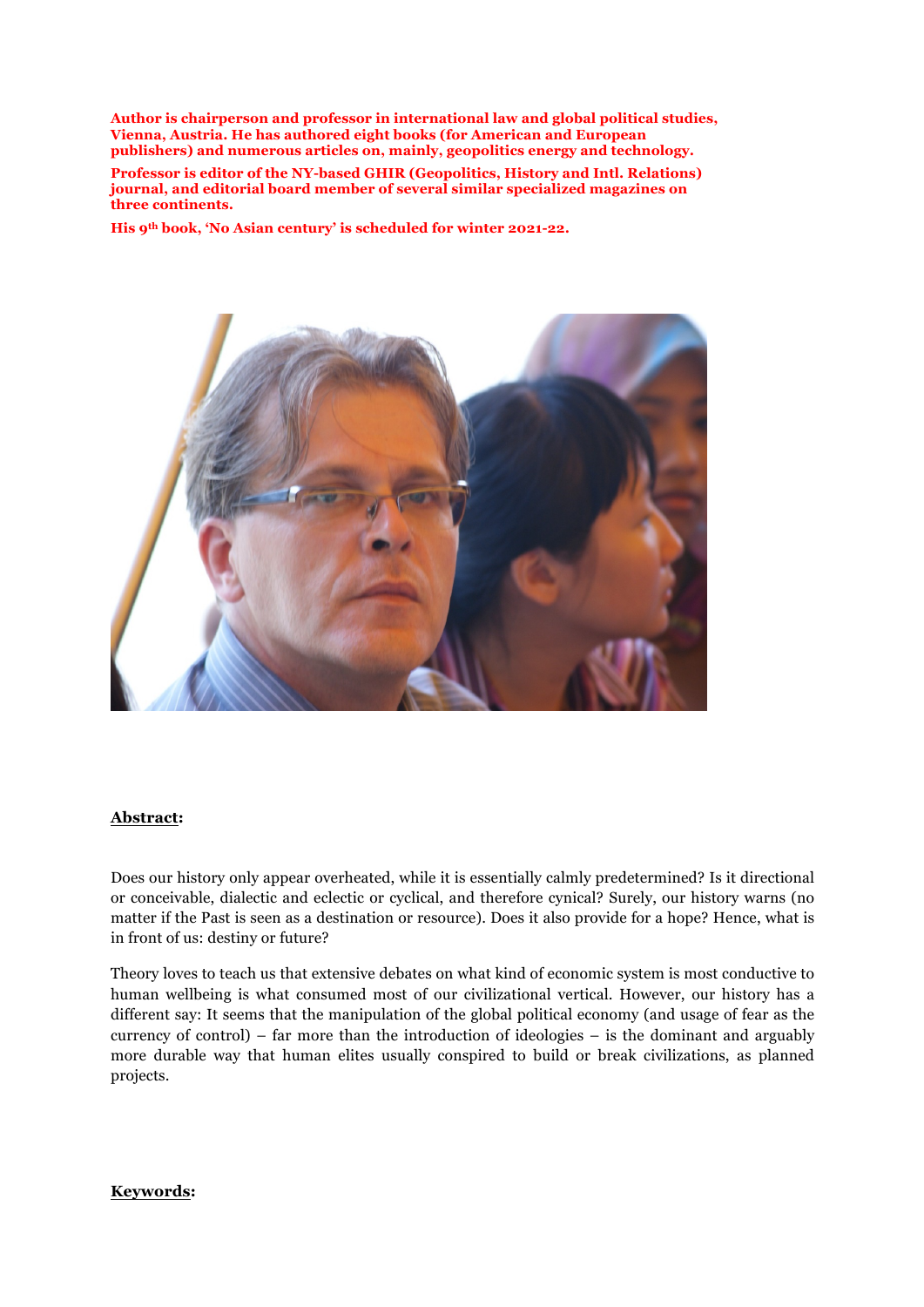**Author is chairperson and professor in international law and global political studies, Vienna, Austria. He has authored eight books (for American and European publishers) and numerous articles on, mainly, geopolitics energy and technology.**

**Professor is editor of the NY-based GHIR (Geopolitics, History and Intl. Relations) journal, and editorial board member of several similar specialized magazines on three continents.**

**His 9th book, 'No Asian century' is scheduled for winter 2021-22.**

**Abstract:**

Does our history only appear overheated, while it is essentially calmly predetermined? Is it directional or conceivable, dialectic and eclectic or cyclical, and therefore cynical? Surely, our history warns (no matter if the Past is seen as a destination or resource). Does it also provide for a hope? Hence, what is in front of us: destiny or future?

Theory loves to teach us that extensive debates on what kind of economic system is most conductive to human wellbeing is what consumed most of our civilizational vertical. However, our history has a different say: It seems that the manipulation of the global political economy (and usage of fear as the currency of control) – far more than the introduction of ideologies – is the dominant and arguably more durable way that human elites usually conspired to build or break civilizations, as planned projects.

**Keywords:**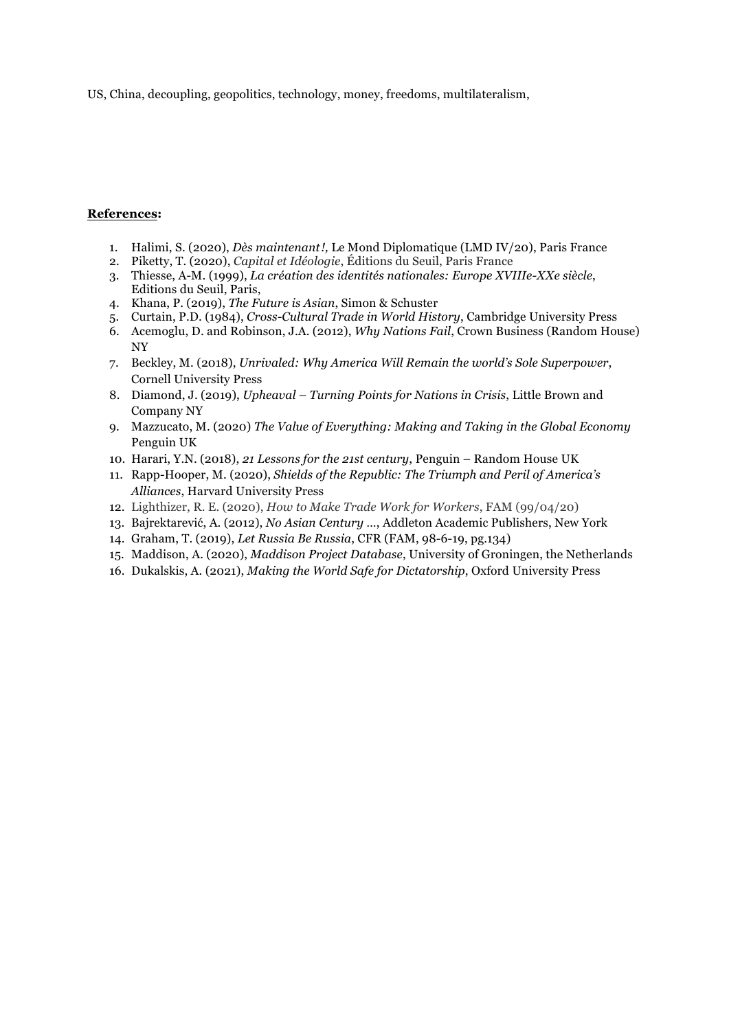US, China, decoupling, geopolitics, technology, money, freedoms, multilateralism,

**References:**

1. Halimi, S. (2020), *Dès maintenant!,* Le Mond Diplomatique (LMD IV/20), Paris France
2. Piketty, T. (2020), *Capital et Idéologie*, Éditions du Seuil, Paris France
3. Thiesse, A-M. (1999), *La création des identités nationales: Europe XVIIIe-XXe siècle*, Editions du Seuil, Paris,
4. Khana, P. (2019), *The Future is Asian*, Simon & Schuster
5. Curtain, P.D. (1984), *Cross-Cultural Trade in World History*, Cambridge University Press
6. Acemoglu, D. and Robinson, J.A. (2012), *Why Nations Fail*, Crown Business (Random House) NY
7. Beckley, M. (2018), *Unrivaled: Why America Will Remain the world's Sole Superpower*, Cornell University Press
8. Diamond, J. (2019), *Upheaval – Turning Points for Nations in Crisis*, Little Brown and Company NY
9. Mazzucato, M. (2020) *The Value of Everything: Making and Taking in the Global Economy* Penguin UK
10. Harari, Y.N. (2018), *21 Lessons for the 21st century*, Penguin – Random House UK
11. Rapp-Hooper, M. (2020), *Shields of the Republic: The Triumph and Peril of America's Alliances*, Harvard University Press
12. Lighthizer, R. E. (2020), *How to Make Trade Work for Workers*, FAM (99/04/20)
13. Bajrektarević, A. (2012), *No Asian Century …*, Addleton Academic Publishers, New York
14. Graham, T. (2019), *Let Russia Be Russia*, CFR (FAM, 98-6-19, pg.134)
15. Maddison, A. (2020), *Maddison Project Database*, University of Groningen, the Netherlands
16. Dukalskis, A. (2021), *Making the World Safe for Dictatorship*, Oxford University Press